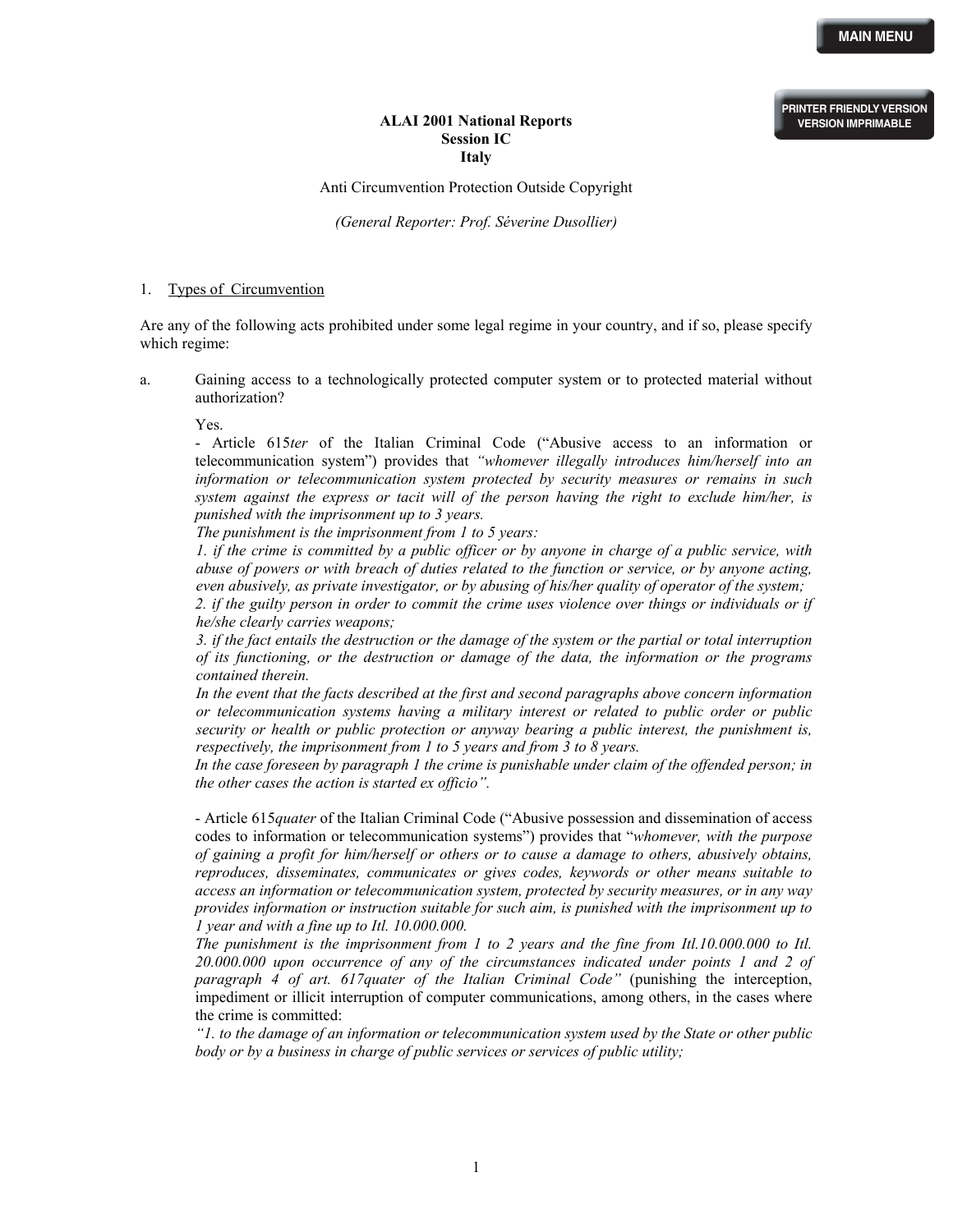**ALAI 2001 National Reports**
**Session IC**
**Italy**

Anti Circumvention Protection Outside Copyright

*(General Reporter: Prof. Séverine Dusollier)*

1. <u>Types of Circumvention</u>

Are any of the following acts prohibited under some legal regime in your country, and if so, please specify which regime:

a. Gaining access to a technologically protected computer system or to protected material without authorization?

Yes.

- Article 615*ter* of the Italian Criminal Code ("Abusive access to an information or telecommunication system") provides that *"whomever illegally introduces him/herself into an information or telecommunication system protected by security measures or remains in such system against the express or tacit will of the person having the right to exclude him/her, is punished with the imprisonment up to 3 years.*
*The punishment is the imprisonment from 1 to 5 years:*
*1. if the crime is committed by a public officer or by anyone in charge of a public service, with abuse of powers or with breach of duties related to the function or service, or by anyone acting, even abusively, as private investigator, or by abusing of his/her quality of operator of the system;*
*2. if the guilty person in order to commit the crime uses violence over things or individuals or if he/she clearly carries weapons;*
*3. if the fact entails the destruction or the damage of the system or the partial or total interruption of its functioning, or the destruction or damage of the data, the information or the programs contained therein.*
*In the event that the facts described at the first and second paragraphs above concern information or telecommunication systems having a military interest or related to public order or public security or health or public protection or anyway bearing a public interest, the punishment is, respectively, the imprisonment from 1 to 5 years and from 3 to 8 years.*
*In the case foreseen by paragraph 1 the crime is punishable under claim of the offended person; in the other cases the action is started ex officio".*

- Article 615*quater* of the Italian Criminal Code ("Abusive possession and dissemination of access codes to information or telecommunication systems") provides that "*whomever, with the purpose of gaining a profit for him/herself or others or to cause a damage to others, abusively obtains, reproduces, disseminates, communicates or gives codes, keywords or other means suitable to access an information or telecommunication system, protected by security measures, or in any way provides information or instruction suitable for such aim, is punished with the imprisonment up to 1 year and with a fine up to Itl. 10.000.000.*
*The punishment is the imprisonment from 1 to 2 years and the fine from Itl.10.000.000 to Itl. 20.000.000 upon occurrence of any of the circumstances indicated under points 1 and 2 of paragraph 4 of art. 617quater of the Italian Criminal Code"* (punishing the interception, impediment or illicit interruption of computer communications, among others, in the cases where the crime is committed:
*"1. to the damage of an information or telecommunication system used by the State or other public body or by a business in charge of public services or services of public utility;*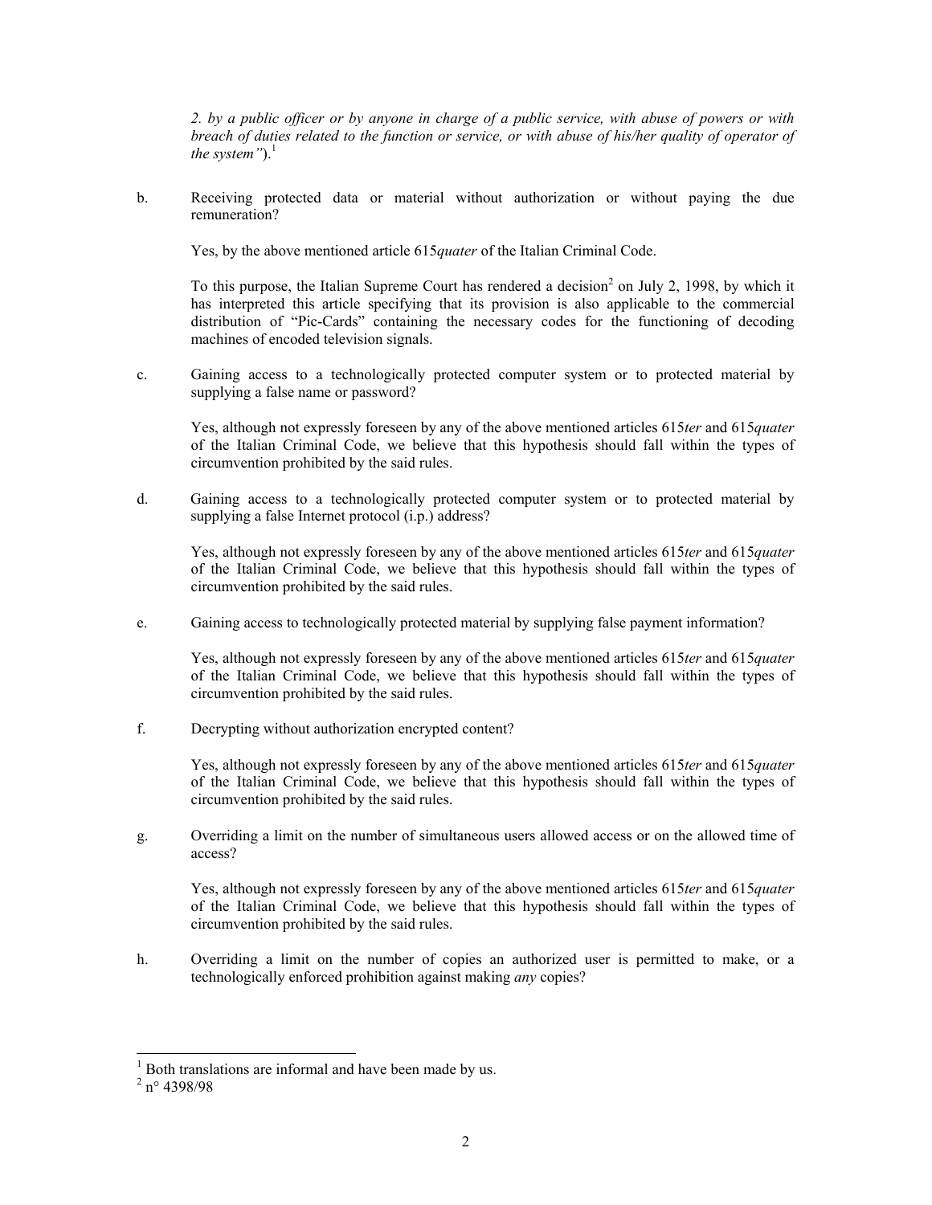*2. by a public officer or by anyone in charge of a public service, with abuse of powers or with breach of duties related to the function or service, or with abuse of his/her quality of operator of the system"*).[1]

b. Receiving protected data or material without authorization or without paying the due remuneration?

Yes, by the above mentioned article 615*quater* of the Italian Criminal Code.

To this purpose, the Italian Supreme Court has rendered a decision[2] on July 2, 1998, by which it has interpreted this article specifying that its provision is also applicable to the commercial distribution of "Pic-Cards" containing the necessary codes for the functioning of decoding machines of encoded television signals.

c. Gaining access to a technologically protected computer system or to protected material by supplying a false name or password?

Yes, although not expressly foreseen by any of the above mentioned articles 615*ter* and 615*quater* of the Italian Criminal Code, we believe that this hypothesis should fall within the types of circumvention prohibited by the said rules.

d. Gaining access to a technologically protected computer system or to protected material by supplying a false Internet protocol (i.p.) address?

Yes, although not expressly foreseen by any of the above mentioned articles 615*ter* and 615*quater* of the Italian Criminal Code, we believe that this hypothesis should fall within the types of circumvention prohibited by the said rules.

e. Gaining access to technologically protected material by supplying false payment information?

Yes, although not expressly foreseen by any of the above mentioned articles 615*ter* and 615*quater* of the Italian Criminal Code, we believe that this hypothesis should fall within the types of circumvention prohibited by the said rules.

f. Decrypting without authorization encrypted content?

Yes, although not expressly foreseen by any of the above mentioned articles 615*ter* and 615*quater* of the Italian Criminal Code, we believe that this hypothesis should fall within the types of circumvention prohibited by the said rules.

g. Overriding a limit on the number of simultaneous users allowed access or on the allowed time of access?

Yes, although not expressly foreseen by any of the above mentioned articles 615*ter* and 615*quater* of the Italian Criminal Code, we believe that this hypothesis should fall within the types of circumvention prohibited by the said rules.

h. Overriding a limit on the number of copies an authorized user is permitted to make, or a technologically enforced prohibition against making *any* copies?

---

[1] Both translations are informal and have been made by us.

[2] n° 4398/98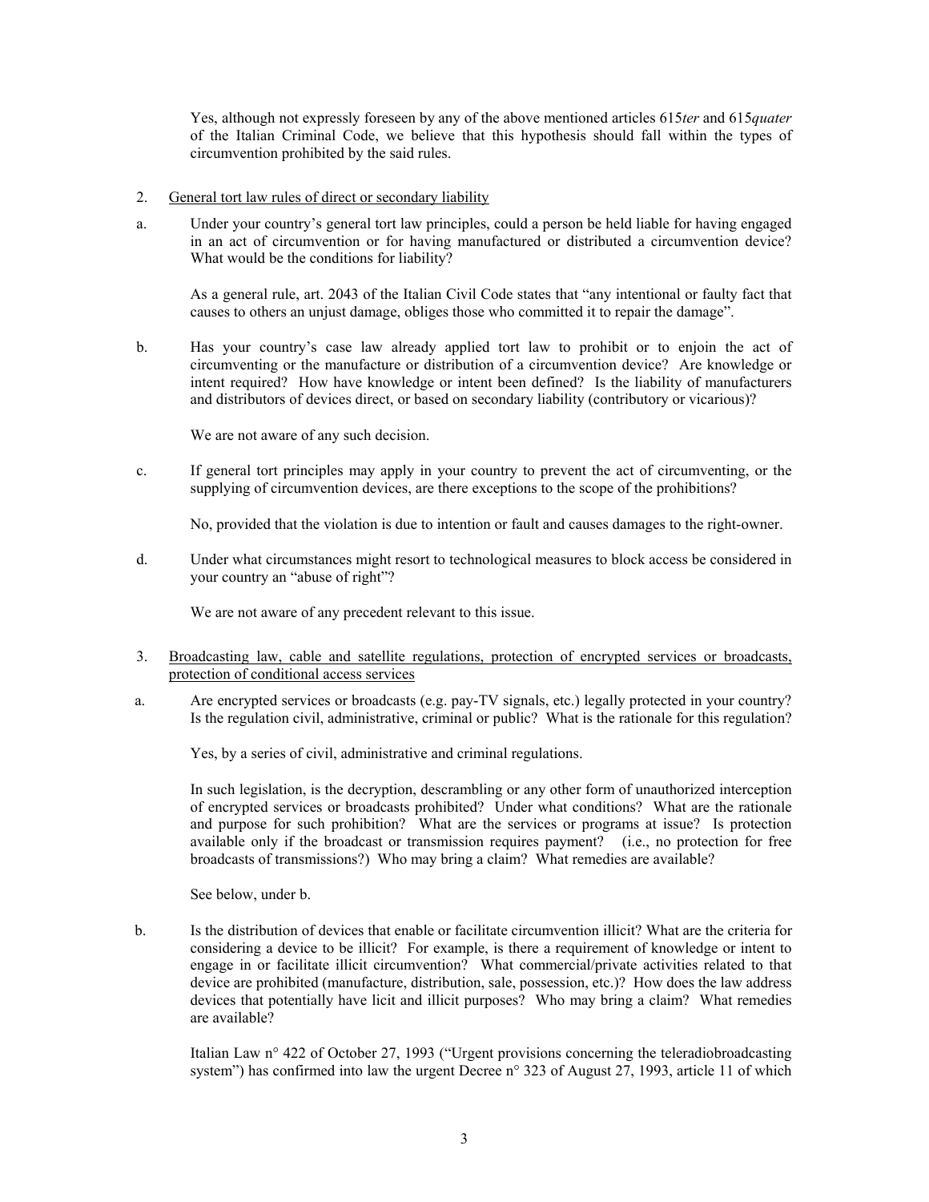Yes, although not expressly foreseen by any of the above mentioned articles 615*ter* and 615*quater* of the Italian Criminal Code, we believe that this hypothesis should fall within the types of circumvention prohibited by the said rules.

2. General tort law rules of direct or secondary liability

a. Under your country's general tort law principles, could a person be held liable for having engaged in an act of circumvention or for having manufactured or distributed a circumvention device? What would be the conditions for liability?

   As a general rule, art. 2043 of the Italian Civil Code states that "any intentional or faulty fact that causes to others an unjust damage, obliges those who committed it to repair the damage".

b. Has your country's case law already applied tort law to prohibit or to enjoin the act of circumventing or the manufacture or distribution of a circumvention device? Are knowledge or intent required? How have knowledge or intent been defined? Is the liability of manufacturers and distributors of devices direct, or based on secondary liability (contributory or vicarious)?

   We are not aware of any such decision.

c. If general tort principles may apply in your country to prevent the act of circumventing, or the supplying of circumvention devices, are there exceptions to the scope of the prohibitions?

   No, provided that the violation is due to intention or fault and causes damages to the right-owner.

d. Under what circumstances might resort to technological measures to block access be considered in your country an "abuse of right"?

   We are not aware of any precedent relevant to this issue.

3. Broadcasting law, cable and satellite regulations, protection of encrypted services or broadcasts, protection of conditional access services

a. Are encrypted services or broadcasts (e.g. pay-TV signals, etc.) legally protected in your country? Is the regulation civil, administrative, criminal or public? What is the rationale for this regulation?

   Yes, by a series of civil, administrative and criminal regulations.

   In such legislation, is the decryption, descrambling or any other form of unauthorized interception of encrypted services or broadcasts prohibited? Under what conditions? What are the rationale and purpose for such prohibition? What are the services or programs at issue? Is protection available only if the broadcast or transmission requires payment? (i.e., no protection for free broadcasts of transmissions?) Who may bring a claim? What remedies are available?

   See below, under b.

b. Is the distribution of devices that enable or facilitate circumvention illicit? What are the criteria for considering a device to be illicit? For example, is there a requirement of knowledge or intent to engage in or facilitate illicit circumvention? What commercial/private activities related to that device are prohibited (manufacture, distribution, sale, possession, etc.)? How does the law address devices that potentially have licit and illicit purposes? Who may bring a claim? What remedies are available?

   Italian Law n° 422 of October 27, 1993 ("Urgent provisions concerning the teleradiobroadcasting system") has confirmed into law the urgent Decree n° 323 of August 27, 1993, article 11 of which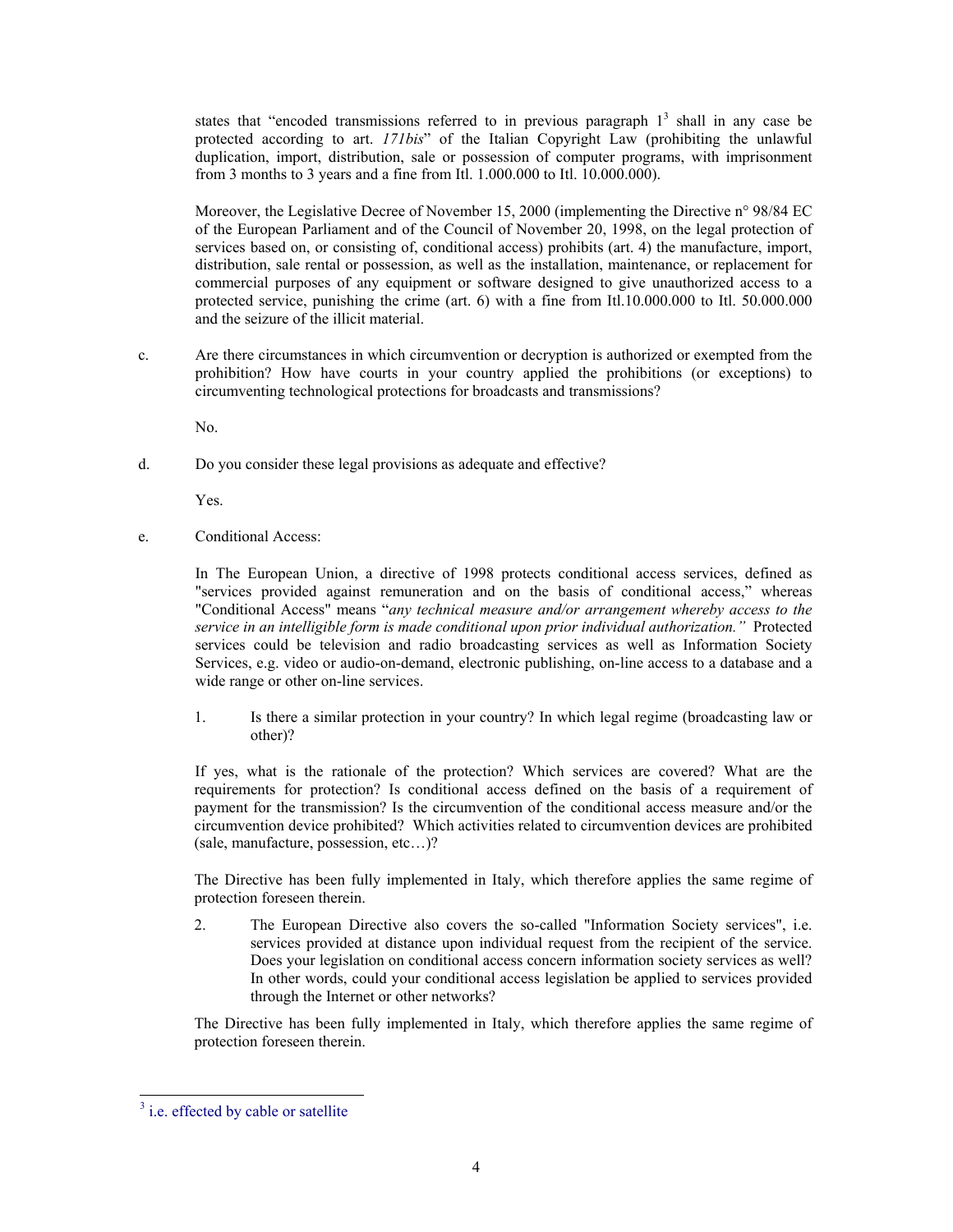states that "encoded transmissions referred to in previous paragraph 1[3] shall in any case be protected according to art. *171bis*" of the Italian Copyright Law (prohibiting the unlawful duplication, import, distribution, sale or possession of computer programs, with imprisonment from 3 months to 3 years and a fine from Itl. 1.000.000 to Itl. 10.000.000).

Moreover, the Legislative Decree of November 15, 2000 (implementing the Directive n° 98/84 EC of the European Parliament and of the Council of November 20, 1998, on the legal protection of services based on, or consisting of, conditional access) prohibits (art. 4) the manufacture, import, distribution, sale rental or possession, as well as the installation, maintenance, or replacement for commercial purposes of any equipment or software designed to give unauthorized access to a protected service, punishing the crime (art. 6) with a fine from Itl.10.000.000 to Itl. 50.000.000 and the seizure of the illicit material.

c. Are there circumstances in which circumvention or decryption is authorized or exempted from the prohibition? How have courts in your country applied the prohibitions (or exceptions) to circumventing technological protections for broadcasts and transmissions?

No.

d. Do you consider these legal provisions as adequate and effective?

Yes.

e. Conditional Access:

In The European Union, a directive of 1998 protects conditional access services, defined as "services provided against remuneration and on the basis of conditional access," whereas "Conditional Access" means "*any technical measure and/or arrangement whereby access to the service in an intelligible form is made conditional upon prior individual authorization.*" Protected services could be television and radio broadcasting services as well as Information Society Services, e.g. video or audio-on-demand, electronic publishing, on-line access to a database and a wide range or other on-line services.

1. Is there a similar protection in your country? In which legal regime (broadcasting law or other)?

If yes, what is the rationale of the protection? Which services are covered? What are the requirements for protection? Is conditional access defined on the basis of a requirement of payment for the transmission? Is the circumvention of the conditional access measure and/or the circumvention device prohibited? Which activities related to circumvention devices are prohibited (sale, manufacture, possession, etc…)?

The Directive has been fully implemented in Italy, which therefore applies the same regime of protection foreseen therein.

2. The European Directive also covers the so-called "Information Society services", i.e. services provided at distance upon individual request from the recipient of the service. Does your legislation on conditional access concern information society services as well? In other words, could your conditional access legislation be applied to services provided through the Internet or other networks?

The Directive has been fully implemented in Italy, which therefore applies the same regime of protection foreseen therein.

---

[3] i.e. effected by cable or satellite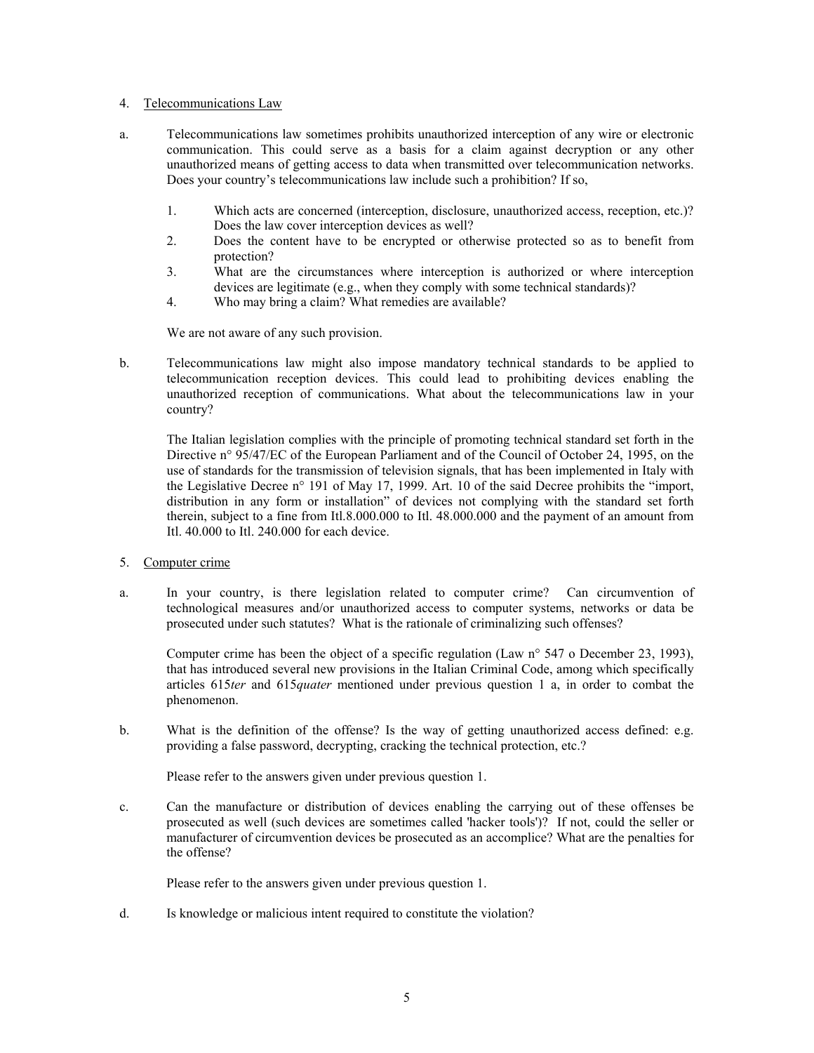4. Telecommunications Law

a. Telecommunications law sometimes prohibits unauthorized interception of any wire or electronic communication. This could serve as a basis for a claim against decryption or any other unauthorized means of getting access to data when transmitted over telecommunication networks. Does your country's telecommunications law include such a prohibition? If so,

   1. Which acts are concerned (interception, disclosure, unauthorized access, reception, etc.)? Does the law cover interception devices as well?
   2. Does the content have to be encrypted or otherwise protected so as to benefit from protection?
   3. What are the circumstances where interception is authorized or where interception devices are legitimate (e.g., when they comply with some technical standards)?
   4. Who may bring a claim? What remedies are available?

   We are not aware of any such provision.

b. Telecommunications law might also impose mandatory technical standards to be applied to telecommunication reception devices. This could lead to prohibiting devices enabling the unauthorized reception of communications. What about the telecommunications law in your country?

   The Italian legislation complies with the principle of promoting technical standard set forth in the Directive n° 95/47/EC of the European Parliament and of the Council of October 24, 1995, on the use of standards for the transmission of television signals, that has been implemented in Italy with the Legislative Decree n° 191 of May 17, 1999. Art. 10 of the said Decree prohibits the "import, distribution in any form or installation" of devices not complying with the standard set forth therein, subject to a fine from Itl.8.000.000 to Itl. 48.000.000 and the payment of an amount from Itl. 40.000 to Itl. 240.000 for each device.

5. Computer crime

a. In your country, is there legislation related to computer crime? Can circumvention of technological measures and/or unauthorized access to computer systems, networks or data be prosecuted under such statutes? What is the rationale of criminalizing such offenses?

   Computer crime has been the object of a specific regulation (Law n° 547 o December 23, 1993), that has introduced several new provisions in the Italian Criminal Code, among which specifically articles 615*ter* and 615*quater* mentioned under previous question 1 a, in order to combat the phenomenon.

b. What is the definition of the offense? Is the way of getting unauthorized access defined: e.g. providing a false password, decrypting, cracking the technical protection, etc.?

   Please refer to the answers given under previous question 1.

c. Can the manufacture or distribution of devices enabling the carrying out of these offenses be prosecuted as well (such devices are sometimes called 'hacker tools')? If not, could the seller or manufacturer of circumvention devices be prosecuted as an accomplice? What are the penalties for the offense?

   Please refer to the answers given under previous question 1.

d. Is knowledge or malicious intent required to constitute the violation?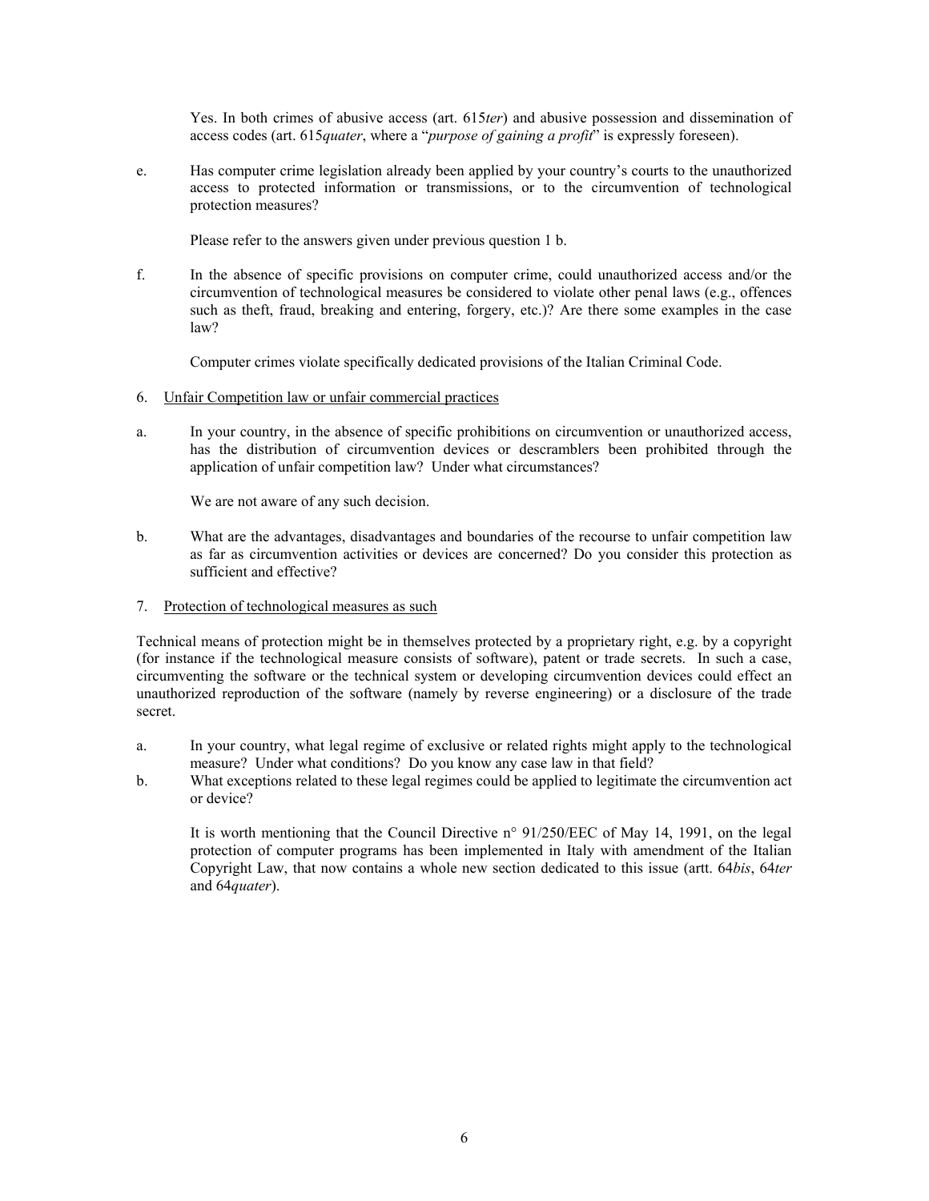Yes. In both crimes of abusive access (art. 615*ter*) and abusive possession and dissemination of access codes (art. 615*quater*, where a "*purpose of gaining a profit*" is expressly foreseen).

e. Has computer crime legislation already been applied by your country's courts to the unauthorized access to protected information or transmissions, or to the circumvention of technological protection measures?

Please refer to the answers given under previous question 1 b.

f. In the absence of specific provisions on computer crime, could unauthorized access and/or the circumvention of technological measures be considered to violate other penal laws (e.g., offences such as theft, fraud, breaking and entering, forgery, etc.)? Are there some examples in the case law?

Computer crimes violate specifically dedicated provisions of the Italian Criminal Code.

6. <u>Unfair Competition law or unfair commercial practices</u>

a. In your country, in the absence of specific prohibitions on circumvention or unauthorized access, has the distribution of circumvention devices or descramblers been prohibited through the application of unfair competition law? Under what circumstances?

We are not aware of any such decision.

b. What are the advantages, disadvantages and boundaries of the recourse to unfair competition law as far as circumvention activities or devices are concerned? Do you consider this protection as sufficient and effective?

7. <u>Protection of technological measures as such</u>

Technical means of protection might be in themselves protected by a proprietary right, e.g. by a copyright (for instance if the technological measure consists of software), patent or trade secrets. In such a case, circumventing the software or the technical system or developing circumvention devices could effect an unauthorized reproduction of the software (namely by reverse engineering) or a disclosure of the trade secret.

a. In your country, what legal regime of exclusive or related rights might apply to the technological measure? Under what conditions? Do you know any case law in that field?

b. What exceptions related to these legal regimes could be applied to legitimate the circumvention act or device?

It is worth mentioning that the Council Directive n° 91/250/EEC of May 14, 1991, on the legal protection of computer programs has been implemented in Italy with amendment of the Italian Copyright Law, that now contains a whole new section dedicated to this issue (artt. 64*bis*, 64*ter* and 64*quater*).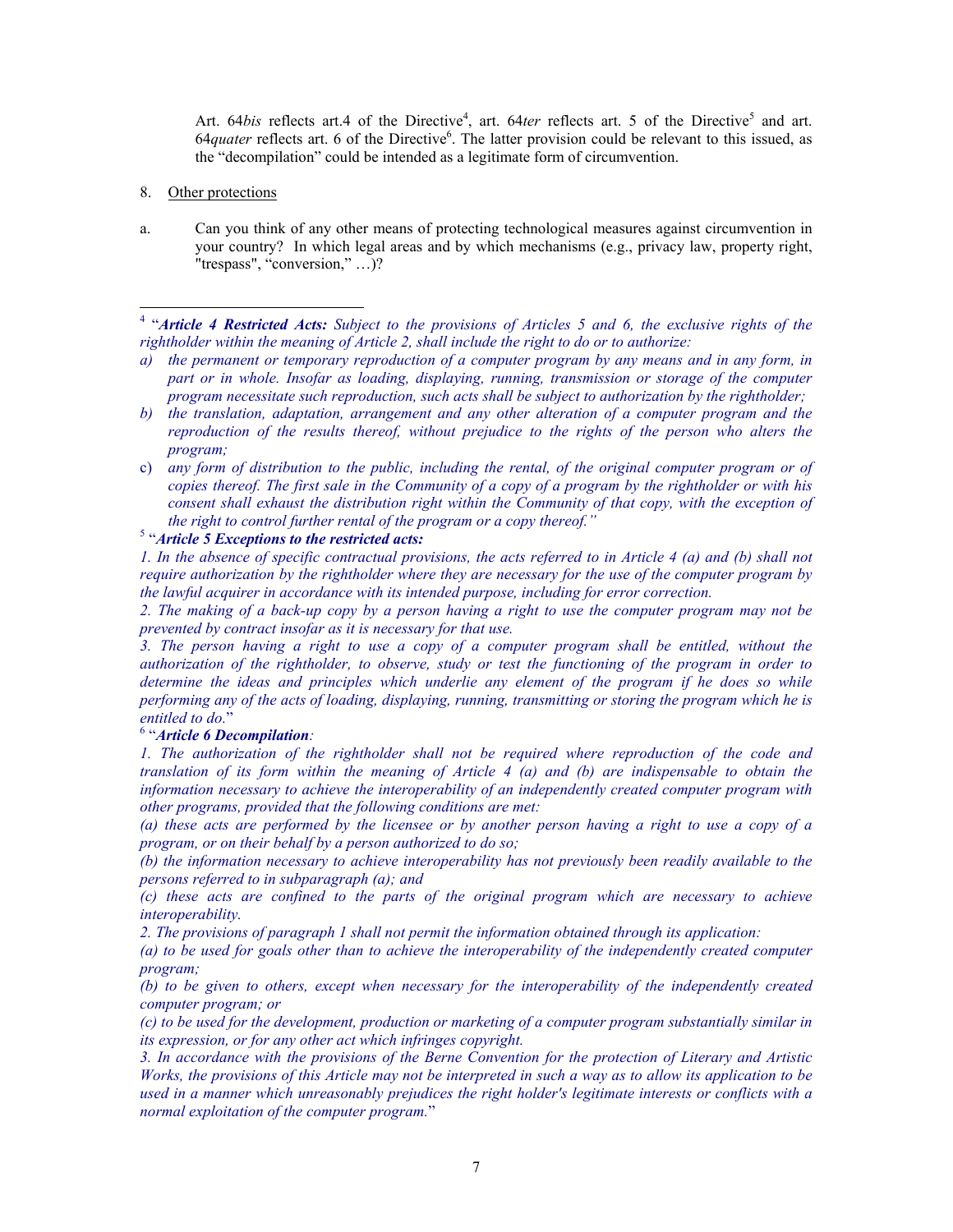Art. 64*bis* reflects art.4 of the Directive[4], art. 64*ter* reflects art. 5 of the Directive[5] and art. 64*quater* reflects art. 6 of the Directive[6]. The latter provision could be relevant to this issued, as the "decompilation" could be intended as a legitimate form of circumvention.

8. Other protections

a. Can you think of any other means of protecting technological measures against circumvention in your country? In which legal areas and by which mechanisms (e.g., privacy law, property right, "trespass", "conversion," …)?

---

[4] "***Article 4 Restricted Acts:*** *Subject to the provisions of Articles 5 and 6, the exclusive rights of the rightholder within the meaning of Article 2, shall include the right to do or to authorize:*

*a) the permanent or temporary reproduction of a computer program by any means and in any form, in part or in whole. Insofar as loading, displaying, running, transmission or storage of the computer program necessitate such reproduction, such acts shall be subject to authorization by the rightholder;*

*b) the translation, adaptation, arrangement and any other alteration of a computer program and the reproduction of the results thereof, without prejudice to the rights of the person who alters the program;*

c) *any form of distribution to the public, including the rental, of the original computer program or of copies thereof. The first sale in the Community of a copy of a program by the rightholder or with his consent shall exhaust the distribution right within the Community of that copy, with the exception of the right to control further rental of the program or a copy thereof."*

[5] "***Article 5 Exceptions to the restricted acts:***

*1. In the absence of specific contractual provisions, the acts referred to in Article 4 (a) and (b) shall not require authorization by the rightholder where they are necessary for the use of the computer program by the lawful acquirer in accordance with its intended purpose, including for error correction.*

*2. The making of a back-up copy by a person having a right to use the computer program may not be prevented by contract insofar as it is necessary for that use.*

*3. The person having a right to use a copy of a computer program shall be entitled, without the authorization of the rightholder, to observe, study or test the functioning of the program in order to determine the ideas and principles which underlie any element of the program if he does so while performing any of the acts of loading, displaying, running, transmitting or storing the program which he is entitled to do.*"

[6] "***Article 6 Decompilation****:*

*1. The authorization of the rightholder shall not be required where reproduction of the code and translation of its form within the meaning of Article 4 (a) and (b) are indispensable to obtain the information necessary to achieve the interoperability of an independently created computer program with other programs, provided that the following conditions are met:*

*(a) these acts are performed by the licensee or by another person having a right to use a copy of a program, or on their behalf by a person authorized to do so;*

*(b) the information necessary to achieve interoperability has not previously been readily available to the persons referred to in subparagraph (a); and*

*(c) these acts are confined to the parts of the original program which are necessary to achieve interoperability.*

*2. The provisions of paragraph 1 shall not permit the information obtained through its application:*

*(a) to be used for goals other than to achieve the interoperability of the independently created computer program;*

*(b) to be given to others, except when necessary for the interoperability of the independently created computer program; or*

*(c) to be used for the development, production or marketing of a computer program substantially similar in its expression, or for any other act which infringes copyright.*

*3. In accordance with the provisions of the Berne Convention for the protection of Literary and Artistic Works, the provisions of this Article may not be interpreted in such a way as to allow its application to be used in a manner which unreasonably prejudices the right holder's legitimate interests or conflicts with a normal exploitation of the computer program.*"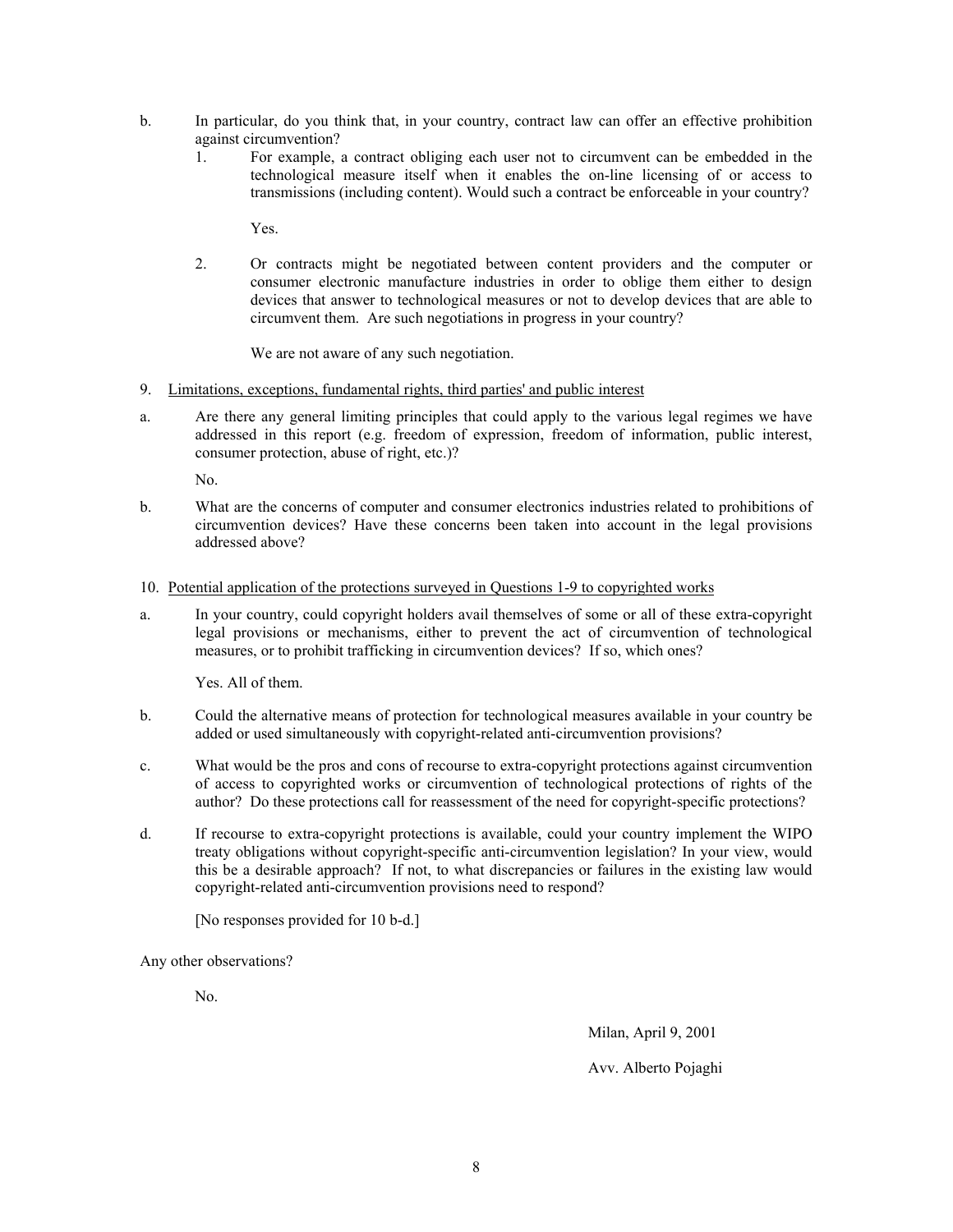b. In particular, do you think that, in your country, contract law can offer an effective prohibition against circumvention?

   1. For example, a contract obliging each user not to circumvent can be embedded in the technological measure itself when it enables the on-line licensing of or access to transmissions (including content). Would such a contract be enforceable in your country?

      Yes.

   2. Or contracts might be negotiated between content providers and the computer or consumer electronic manufacture industries in order to oblige them either to design devices that answer to technological measures or not to develop devices that are able to circumvent them. Are such negotiations in progress in your country?

      We are not aware of any such negotiation.

9. <u>Limitations, exceptions, fundamental rights, third parties' and public interest</u>

a. Are there any general limiting principles that could apply to the various legal regimes we have addressed in this report (e.g. freedom of expression, freedom of information, public interest, consumer protection, abuse of right, etc.)?

   No.

b. What are the concerns of computer and consumer electronics industries related to prohibitions of circumvention devices? Have these concerns been taken into account in the legal provisions addressed above?

10. <u>Potential application of the protections surveyed in Questions 1-9 to copyrighted works</u>

a. In your country, could copyright holders avail themselves of some or all of these extra-copyright legal provisions or mechanisms, either to prevent the act of circumvention of technological measures, or to prohibit trafficking in circumvention devices? If so, which ones?

   Yes. All of them.

b. Could the alternative means of protection for technological measures available in your country be added or used simultaneously with copyright-related anti-circumvention provisions?

c. What would be the pros and cons of recourse to extra-copyright protections against circumvention of access to copyrighted works or circumvention of technological protections of rights of the author? Do these protections call for reassessment of the need for copyright-specific protections?

d. If recourse to extra-copyright protections is available, could your country implement the WIPO treaty obligations without copyright-specific anti-circumvention legislation? In your view, would this be a desirable approach? If not, to what discrepancies or failures in the existing law would copyright-related anti-circumvention provisions need to respond?

   [No responses provided for 10 b-d.]

Any other observations?

   No.

Milan, April 9, 2001

Avv. Alberto Pojaghi